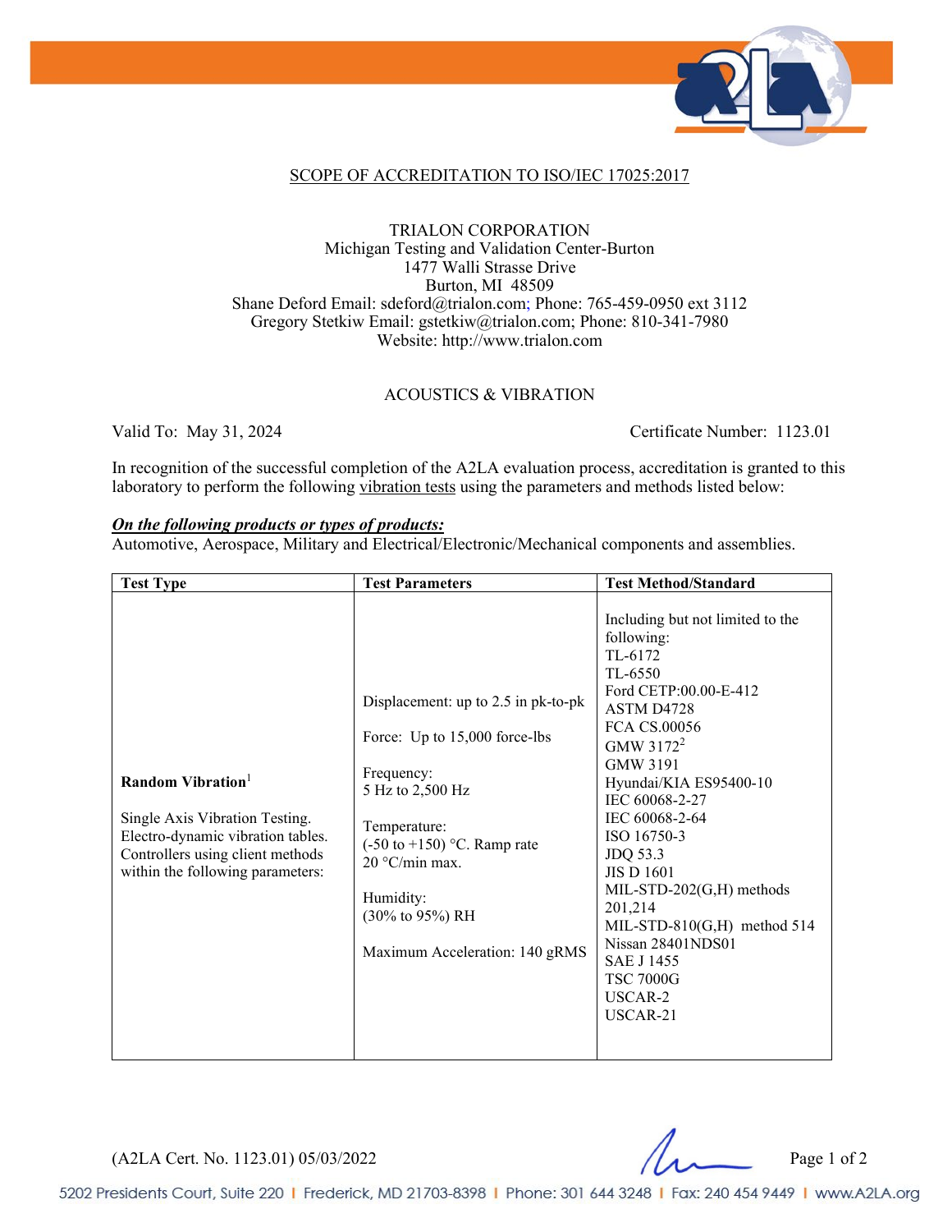## SCOPE OF ACCREDITATION TO ISO/IEC 17025:2017

TRIALON CORPORATION
Michigan Testing and Validation Center-Burton
1477 Walli Strasse Drive
Burton, MI 48509
Shane Deford Email: sdeford@trialon.com; Phone: 765-459-0950 ext 3112
Gregory Stetkiw Email: gstetkiw@trialon.com; Phone: 810-341-7980
Website: http://www.trialon.com

### ACOUSTICS & VIBRATION

Valid To: May 31, 2024 Certificate Number: 1123.01

In recognition of the successful completion of the A2LA evaluation process, accreditation is granted to this laboratory to perform the following vibration tests using the parameters and methods listed below:

***On the following products or types of products:***
Automotive, Aerospace, Military and Electrical/Electronic/Mechanical components and assemblies.

| Test Type | Test Parameters | Test Method/Standard |
|---|---|---|
| **Random Vibration**[1]<br><br>Single Axis Vibration Testing. Electro-dynamic vibration tables. Controllers using client methods within the following parameters: | Displacement: up to 2.5 in pk-to-pk<br><br>Force: Up to 15,000 force-lbs<br><br>Frequency:<br>5 Hz to 2,500 Hz<br><br>Temperature:<br>(-50 to +150) °C. Ramp rate 20 °C/min max.<br><br>Humidity:<br>(30% to 95%) RH<br><br>Maximum Acceleration: 140 gRMS | Including but not limited to the following:<br>TL-6172<br>TL-6550<br>Ford CETP:00.00-E-412<br>ASTM D4728<br>FCA CS.00056<br>GMW 3172[2]<br>GMW 3191<br>Hyundai/KIA ES95400-10<br>IEC 60068-2-27<br>IEC 60068-2-64<br>ISO 16750-3<br>JDQ 53.3<br>JIS D 1601<br>MIL-STD-202(G,H) methods 201,214<br>MIL-STD-810(G,H) method 514<br>Nissan 28401NDS01<br>SAE J 1455<br>TSC 7000G<br>USCAR-2<br>USCAR-21 |

(A2LA Cert. No. 1123.01) 05/03/2022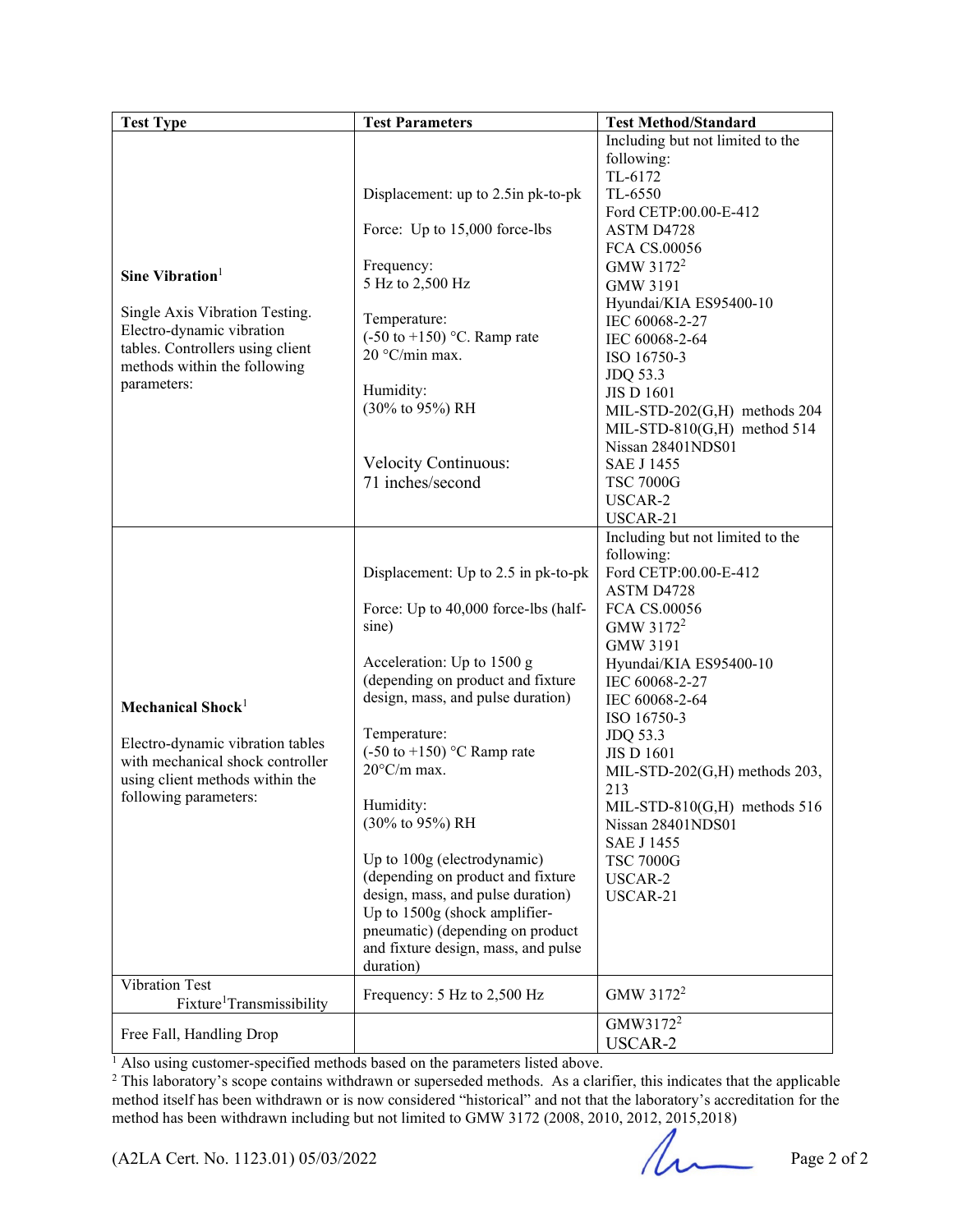| Test Type | Test Parameters | Test Method/Standard |
|---|---|---|
| **Sine Vibration**[1]<br><br>Single Axis Vibration Testing. Electro-dynamic vibration tables. Controllers using client methods within the following parameters: | Displacement: up to 2.5in pk-to-pk<br><br>Force: Up to 15,000 force-lbs<br><br>Frequency:<br>5 Hz to 2,500 Hz<br><br>Temperature:<br>(-50 to +150) °C. Ramp rate 20 °C/min max.<br><br>Humidity:<br>(30% to 95%) RH<br><br>Velocity Continuous:<br>71 inches/second | Including but not limited to the following:<br>TL-6172<br>TL-6550<br>Ford CETP:00.00-E-412<br>ASTM D4728<br>FCA CS.00056<br>GMW 3172[2]<br>GMW 3191<br>Hyundai/KIA ES95400-10<br>IEC 60068-2-27<br>IEC 60068-2-64<br>ISO 16750-3<br>JDQ 53.3<br>JIS D 1601<br>MIL-STD-202(G,H) methods 204<br>MIL-STD-810(G,H) method 514<br>Nissan 28401NDS01<br>SAE J 1455<br>TSC 7000G<br>USCAR-2<br>USCAR-21 |
| **Mechanical Shock**[1]<br><br>Electro-dynamic vibration tables with mechanical shock controller using client methods within the following parameters: | Displacement: Up to 2.5 in pk-to-pk<br><br>Force: Up to 40,000 force-lbs (half-sine)<br><br>Acceleration: Up to 1500 g (depending on product and fixture design, mass, and pulse duration)<br><br>Temperature:<br>(-50 to +150) °C Ramp rate 20°C/m max.<br><br>Humidity:<br>(30% to 95%) RH<br><br>Up to 100g (electrodynamic) (depending on product and fixture design, mass, and pulse duration)<br>Up to 1500g (shock amplifier-pneumatic) (depending on product and fixture design, mass, and pulse duration) | Including but not limited to the following:<br>Ford CETP:00.00-E-412<br>ASTM D4728<br>FCA CS.00056<br>GMW 3172[2]<br>GMW 3191<br>Hyundai/KIA ES95400-10<br>IEC 60068-2-27<br>IEC 60068-2-64<br>ISO 16750-3<br>JDQ 53.3<br>JIS D 1601<br>MIL-STD-202(G,H) methods 203, 213<br>MIL-STD-810(G,H) methods 516<br>Nissan 28401NDS01<br>SAE J 1455<br>TSC 7000G<br>USCAR-2<br>USCAR-21 |
| Vibration Test Fixture[1] Transmissibility | Frequency: 5 Hz to 2,500 Hz | GMW 3172[2] |
| Free Fall, Handling Drop | | GMW3172[2]<br>USCAR-2 |

[1] Also using customer-specified methods based on the parameters listed above.
[2] This laboratory's scope contains withdrawn or superseded methods. As a clarifier, this indicates that the applicable method itself has been withdrawn or is now considered "historical" and not that the laboratory's accreditation for the method has been withdrawn including but not limited to GMW 3172 (2008, 2010, 2012, 2015,2018)

(A2LA Cert. No. 1123.01) 05/03/2022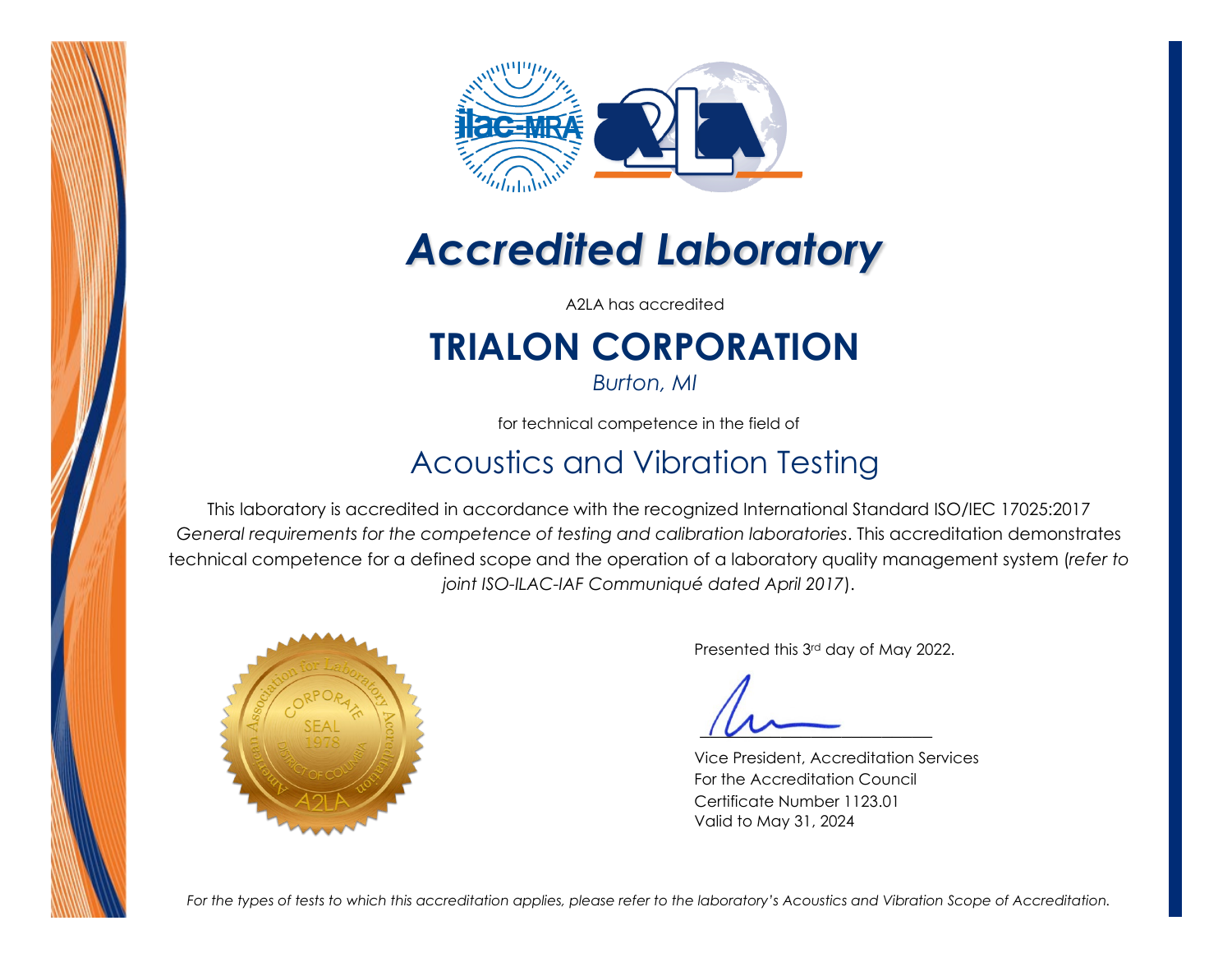# *Accredited Laboratory*

A2LA has accredited

## TRIALON CORPORATION

*Burton, MI*

for technical competence in the field of

## Acoustics and Vibration Testing

This laboratory is accredited in accordance with the recognized International Standard ISO/IEC 17025:2017 *General requirements for the competence of testing and calibration laboratories*. This accreditation demonstrates technical competence for a defined scope and the operation of a laboratory quality management system (*refer to joint ISO-ILAC-IAF Communiqué dated April 2017*).

Presented this 3rd day of May 2022.

Vice President, Accreditation Services
For the Accreditation Council
Certificate Number 1123.01
Valid to May 31, 2024

*For the types of tests to which this accreditation applies, please refer to the laboratory's Acoustics and Vibration Scope of Accreditation.*